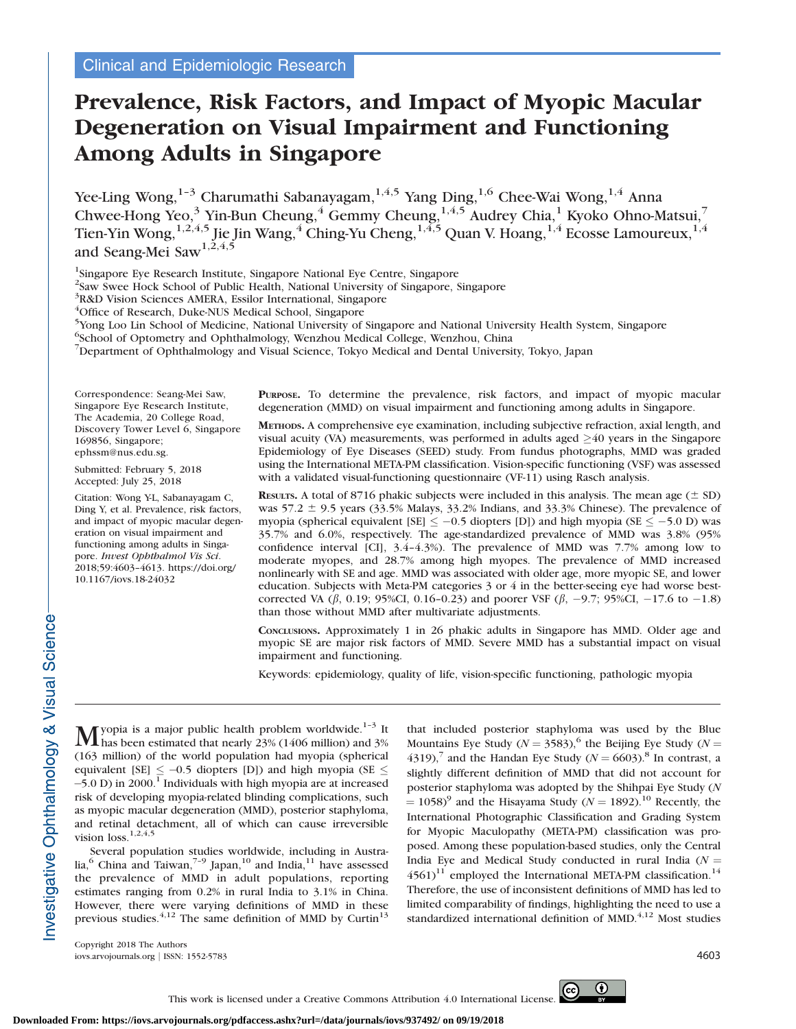Clinical and Epidemiologic Research

# Prevalence, Risk Factors, and Impact of Myopic Macular Degeneration on Visual Impairment and Functioning Among Adults in Singapore

Yee-Ling Wong,[1–3] Charumathi Sabanayagam,[1,4,5] Yang Ding,[1,6] Chee-Wai Wong,[1,4] Anna Chwee-Hong Yeo,[3] Yin-Bun Cheung,[4] Gemmy Cheung,[1,4,5] Audrey Chia,[1] Kyoko Ohno-Matsui,[7] Tien-Yin Wong,[1,2,4,5] Jie Jin Wang,[4] Ching-Yu Cheng,[1,4,5] Quan V. Hoang,[1,4] Ecosse Lamoureux,[1,4] and Seang-Mei Saw[1,2,4,5]

[1]Singapore Eye Research Institute, Singapore National Eye Centre, Singapore
[2]Saw Swee Hock School of Public Health, National University of Singapore, Singapore
[3]R&D Vision Sciences AMERA, Essilor International, Singapore
[4]Office of Research, Duke-NUS Medical School, Singapore
[5]Yong Loo Lin School of Medicine, National University of Singapore and National University Health System, Singapore
[6]School of Optometry and Ophthalmology, Wenzhou Medical College, Wenzhou, China
[7]Department of Ophthalmology and Visual Science, Tokyo Medical and Dental University, Tokyo, Japan

Correspondence: Seang-Mei Saw, Singapore Eye Research Institute, The Academia, 20 College Road, Discovery Tower Level 6, Singapore 169856, Singapore; ephssm@nus.edu.sg.

Submitted: February 5, 2018
Accepted: July 25, 2018

Citation: Wong Y-L, Sabanayagam C, Ding Y, et al. Prevalence, risk factors, and impact of myopic macular degeneration on visual impairment and functioning among adults in Singapore. *Invest Ophthalmol Vis Sci*. 2018;59:4603–4613. https://doi.org/10.1167/iovs.18-24032

**Purpose.** To determine the prevalence, risk factors, and impact of myopic macular degeneration (MMD) on visual impairment and functioning among adults in Singapore.

**Methods.** A comprehensive eye examination, including subjective refraction, axial length, and visual acuity (VA) measurements, was performed in adults aged ≥40 years in the Singapore Epidemiology of Eye Diseases (SEED) study. From fundus photographs, MMD was graded using the International META-PM classification. Vision-specific functioning (VSF) was assessed with a validated visual-functioning questionnaire (VF-11) using Rasch analysis.

**Results.** A total of 8716 phakic subjects were included in this analysis. The mean age (± SD) was 57.2 ± 9.5 years (33.5% Malays, 33.2% Indians, and 33.3% Chinese). The prevalence of myopia (spherical equivalent [SE] ≤ −0.5 diopters [D]) and high myopia (SE ≤ −5.0 D) was 35.7% and 6.0%, respectively. The age-standardized prevalence of MMD was 3.8% (95% confidence interval [CI], 3.4–4.3%). The prevalence of MMD was 7.7% among low to moderate myopes, and 28.7% among high myopes. The prevalence of MMD increased nonlinearly with SE and age. MMD was associated with older age, more myopic SE, and lower education. Subjects with Meta-PM categories 3 or 4 in the better-seeing eye had worse best-corrected VA ($\beta$, 0.19; 95%CI, 0.16–0.23) and poorer VSF ($\beta$, −9.7; 95%CI, −17.6 to −1.8) than those without MMD after multivariate adjustments.

**Conclusions.** Approximately 1 in 26 phakic adults in Singapore has MMD. Older age and myopic SE are major risk factors of MMD. Severe MMD has a substantial impact on visual impairment and functioning.

Keywords: epidemiology, quality of life, vision-specific functioning, pathologic myopia

Myopia is a major public health problem worldwide.[1–3] It has been estimated that nearly 23% (1406 million) and 3% (163 million) of the world population had myopia (spherical equivalent [SE] ≤ −0.5 diopters [D]) and high myopia (SE ≤ −5.0 D) in 2000.[1] Individuals with high myopia are at increased risk of developing myopia-related blinding complications, such as myopic macular degeneration (MMD), posterior staphyloma, and retinal detachment, all of which can cause irreversible vision loss.[1,2,4,5]

Several population studies worldwide, including in Australia,[6] China and Taiwan,[7–9] Japan,[10] and India,[11] have assessed the prevalence of MMD in adult populations, reporting estimates ranging from 0.2% in rural India to 3.1% in China. However, there were varying definitions of MMD in these previous studies.[4,12] The same definition of MMD by Curtin[13] that included posterior staphyloma was used by the Blue Mountains Eye Study ($N$ = 3583),[6] the Beijing Eye Study ($N$ = 4319),[7] and the Handan Eye Study ($N$ = 6603).[8] In contrast, a slightly different definition of MMD that did not account for posterior staphyloma was adopted by the Shihpai Eye Study ($N$ = 1058)[9] and the Hisayama Study ($N$ = 1892).[10] Recently, the International Photographic Classification and Grading System for Myopic Maculopathy (META-PM) classification was proposed. Among these population-based studies, only the Central India Eye and Medical Study conducted in rural India ($N$ = 4561)[11] employed the International META-PM classification.[14] Therefore, the use of inconsistent definitions of MMD has led to limited comparability of findings, highlighting the need to use a standardized international definition of MMD.[4,12] Most studies

Copyright 2018 The Authors
iovs.arvojournals.org | ISSN: 1552-5783

This work is licensed under a Creative Commons Attribution 4.0 International License.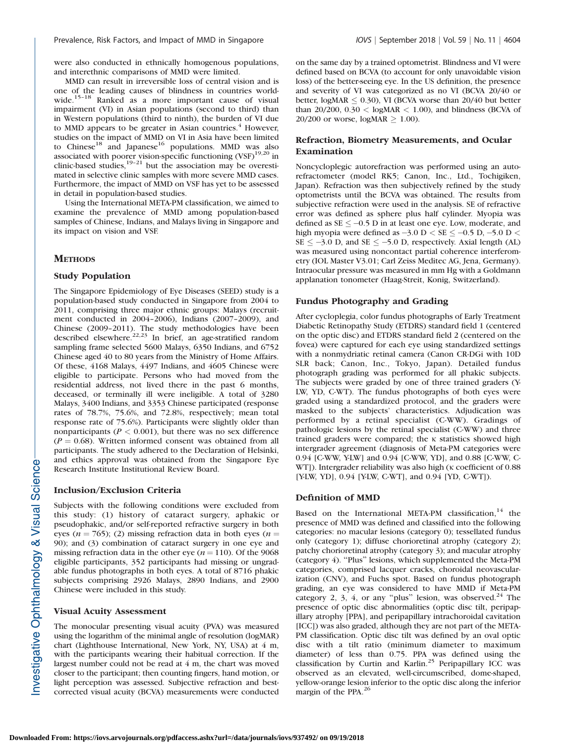were also conducted in ethnically homogenous populations, and interethnic comparisons of MMD were limited.

MMD can result in irreversible loss of central vision and is one of the leading causes of blindness in countries worldwide.[15–18] Ranked as a more important cause of visual impairment (VI) in Asian populations (second to third) than in Western populations (third to ninth), the burden of VI due to MMD appears to be greater in Asian countries.[4] However, studies on the impact of MMD on VI in Asia have been limited to Chinese[18] and Japanese[16] populations. MMD was also associated with poorer vision-specific functioning (VSF)[19,20] in clinic-based studies,[19–21] but the association may be overestimated in selective clinic samples with more severe MMD cases. Furthermore, the impact of MMD on VSF has yet to be assessed in detail in population-based studies.

Using the International META-PM classification, we aimed to examine the prevalence of MMD among population-based samples of Chinese, Indians, and Malays living in Singapore and its impact on vision and VSF.

## Methods

### Study Population

The Singapore Epidemiology of Eye Diseases (SEED) study is a population-based study conducted in Singapore from 2004 to 2011, comprising three major ethnic groups: Malays (recruitment conducted in 2004–2006), Indians (2007–2009), and Chinese (2009–2011). The study methodologies have been described elsewhere.[22,23] In brief, an age-stratified random sampling frame selected 5600 Malays, 6350 Indians, and 6752 Chinese aged 40 to 80 years from the Ministry of Home Affairs. Of these, 4168 Malays, 4497 Indians, and 4605 Chinese were eligible to participate. Persons who had moved from the residential address, not lived there in the past 6 months, deceased, or terminally ill were ineligible. A total of 3280 Malays, 3400 Indians, and 3353 Chinese participated (response rates of 78.7%, 75.6%, and 72.8%, respectively; mean total response rate of 75.6%). Participants were slightly older than nonparticipants ($P < 0.001$), but there was no sex difference ($P = 0.68$). Written informed consent was obtained from all participants. The study adhered to the Declaration of Helsinki, and ethics approval was obtained from the Singapore Eye Research Institute Institutional Review Board.

### Inclusion/Exclusion Criteria

Subjects with the following conditions were excluded from this study: (1) history of cataract surgery, aphakic or pseudophakic, and/or self-reported refractive surgery in both eyes ($n = 765$); (2) missing refraction data in both eyes ($n = 90$); and (3) combination of cataract surgery in one eye and missing refraction data in the other eye ($n = 110$). Of the 9068 eligible participants, 352 participants had missing or ungradable fundus photographs in both eyes. A total of 8716 phakic subjects comprising 2926 Malays, 2890 Indians, and 2900 Chinese were included in this study.

### Visual Acuity Assessment

The monocular presenting visual acuity (PVA) was measured using the logarithm of the minimal angle of resolution (logMAR) chart (Lighthouse International, New York, NY, USA) at 4 m, with the participants wearing their habitual correction. If the largest number could not be read at 4 m, the chart was moved closer to the participant; then counting fingers, hand motion, or light perception was assessed. Subjective refraction and best-corrected visual acuity (BCVA) measurements were conducted on the same day by a trained optometrist. Blindness and VI were defined based on BCVA (to account for only unavoidable vision loss) of the better-seeing eye. In the US definition, the presence and severity of VI was categorized as no VI (BCVA 20/40 or better, logMAR $\leq 0.30$), VI (BCVA worse than 20/40 but better than 20/200, $0.30 <$ logMAR $< 1.00$), and blindness (BCVA of 20/200 or worse, logMAR $\geq 1.00$).

### Refraction, Biometry Measurements, and Ocular Examination

Noncycloplegic autorefraction was performed using an autorefractometer (model RK5; Canon, Inc., Ltd., Tochigiken, Japan). Refraction was then subjectively refined by the study optometrists until the BCVA was obtained. The results from subjective refraction were used in the analysis. SE of refractive error was defined as sphere plus half cylinder. Myopia was defined as SE $\leq -0.5$ D in at least one eye. Low, moderate, and high myopia were defined as $-3.0$ D $<$ SE $\leq -0.5$ D, $-5.0$ D $<$ SE $\leq -3.0$ D, and SE $\leq -5.0$ D, respectively. Axial length (AL) was measured using noncontact partial coherence interferometry (IOL Master V3.01; Carl Zeiss Meditec AG, Jena, Germany). Intraocular pressure was measured in mm Hg with a Goldmann applanation tonometer (Haag-Streit, Konig, Switzerland).

### Fundus Photography and Grading

After cycloplegia, color fundus photographs of Early Treatment Diabetic Retinopathy Study (ETDRS) standard field 1 (centered on the optic disc) and ETDRS standard field 2 (centered on the fovea) were captured for each eye using standardized settings with a nonmydriatic retinal camera (Canon CR-DGi with 10D SLR back; Canon, Inc., Tokyo, Japan). Detailed fundus photograph grading was performed for all phakic subjects. The subjects were graded by one of three trained graders (Y-LW, YD, C-WT). The fundus photographs of both eyes were graded using a standardized protocol, and the graders were masked to the subjects' characteristics. Adjudication was performed by a retinal specialist (C-WW). Gradings of pathologic lesions by the retinal specialist (C-WW) and three trained graders were compared; the κ statistics showed high intergrader agreement (diagnosis of Meta-PM categories were 0.94 [C-WW, Y-LW] and 0.94 [C-WW, YD], and 0.88 [C-WW, C-WT]). Intergrader reliability was also high (κ coefficient of 0.88 [Y-LW, YD], 0.94 [Y-LW, C-WT], and 0.94 [YD, C-WT]).

### Definition of MMD

Based on the International META-PM classification,[14] the presence of MMD was defined and classified into the following categories: no macular lesions (category 0); tessellated fundus only (category 1); diffuse chorioretinal atrophy (category 2); patchy chorioretinal atrophy (category 3); and macular atrophy (category 4). "Plus" lesions, which supplemented the Meta-PM categories, comprised lacquer cracks, choroidal neovascularization (CNV), and Fuchs spot. Based on fundus photograph grading, an eye was considered to have MMD if Meta-PM category 2, 3, 4, or any "plus" lesion, was observed.[24] The presence of optic disc abnormalities (optic disc tilt, peripapillary atrophy [PPA], and peripapillary intrachoroidal cavitation [ICC]) was also graded, although they are not part of the META-PM classification. Optic disc tilt was defined by an oval optic disc with a tilt ratio (minimum diameter to maximum diameter) of less than 0.75. PPA was defined using the classification by Curtin and Karlin.[25] Peripapillary ICC was observed as an elevated, well-circumscribed, dome-shaped, yellow-orange lesion inferior to the optic disc along the inferior margin of the PPA.[26]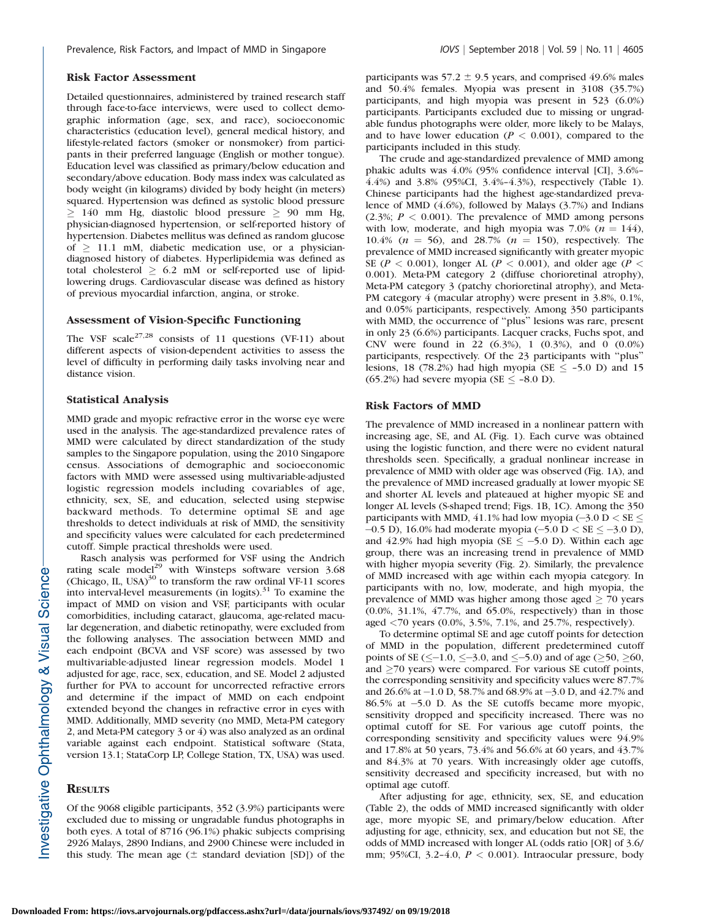### Risk Factor Assessment

Detailed questionnaires, administered by trained research staff through face-to-face interviews, were used to collect demographic information (age, sex, and race), socioeconomic characteristics (education level), general medical history, and lifestyle-related factors (smoker or nonsmoker) from participants in their preferred language (English or mother tongue). Education level was classified as primary/below education and secondary/above education. Body mass index was calculated as body weight (in kilograms) divided by body height (in meters) squared. Hypertension was defined as systolic blood pressure $\geq$ 140 mm Hg, diastolic blood pressure $\geq$ 90 mm Hg, physician-diagnosed hypertension, or self-reported history of hypertension. Diabetes mellitus was defined as random glucose of $\geq$ 11.1 mM, diabetic medication use, or a physician-diagnosed history of diabetes. Hyperlipidemia was defined as total cholesterol $\geq$ 6.2 mM or self-reported use of lipid-lowering drugs. Cardiovascular disease was defined as history of previous myocardial infarction, angina, or stroke.

### Assessment of Vision-Specific Functioning

The VSF scale[27,28] consists of 11 questions (VF-11) about different aspects of vision-dependent activities to assess the level of difficulty in performing daily tasks involving near and distance vision.

### Statistical Analysis

MMD grade and myopic refractive error in the worse eye were used in the analysis. The age-standardized prevalence rates of MMD were calculated by direct standardization of the study samples to the Singapore population, using the 2010 Singapore census. Associations of demographic and socioeconomic factors with MMD were assessed using multivariable-adjusted logistic regression models including covariables of age, ethnicity, sex, SE, and education, selected using stepwise backward methods. To determine optimal SE and age thresholds to detect individuals at risk of MMD, the sensitivity and specificity values were calculated for each predetermined cutoff. Simple practical thresholds were used.

Rasch analysis was performed for VSF using the Andrich rating scale model[29] with Winsteps software version 3.68 (Chicago, IL, USA)[30] to transform the raw ordinal VF-11 scores into interval-level measurements (in logits).[31] To examine the impact of MMD on vision and VSF, participants with ocular comorbidities, including cataract, glaucoma, age-related macular degeneration, and diabetic retinopathy, were excluded from the following analyses. The association between MMD and each endpoint (BCVA and VSF score) was assessed by two multivariable-adjusted linear regression models. Model 1 adjusted for age, race, sex, education, and SE. Model 2 adjusted further for PVA to account for uncorrected refractive errors and determine if the impact of MMD on each endpoint extended beyond the changes in refractive error in eyes with MMD. Additionally, MMD severity (no MMD, Meta-PM category 2, and Meta-PM category 3 or 4) was also analyzed as an ordinal variable against each endpoint. Statistical software (Stata, version 13.1; StataCorp LP, College Station, TX, USA) was used.

## Results

Of the 9068 eligible participants, 352 (3.9%) participants were excluded due to missing or ungradable fundus photographs in both eyes. A total of 8716 (96.1%) phakic subjects comprising 2926 Malays, 2890 Indians, and 2900 Chinese were included in this study. The mean age ($\pm$ standard deviation [SD]) of the participants was 57.2 $\pm$ 9.5 years, and comprised 49.6% males and 50.4% females. Myopia was present in 3108 (35.7%) participants, and high myopia was present in 523 (6.0%) participants. Participants excluded due to missing or ungradable fundus photographs were older, more likely to be Malays, and to have lower education ($P < 0.001$), compared to the participants included in this study.

The crude and age-standardized prevalence of MMD among phakic adults was 4.0% (95% confidence interval [CI], 3.6%–4.4%) and 3.8% (95%CI, 3.4%–4.3%), respectively (Table 1). Chinese participants had the highest age-standardized prevalence of MMD (4.6%), followed by Malays (3.7%) and Indians (2.3%; $P < 0.001$). The prevalence of MMD among persons with low, moderate, and high myopia was 7.0% ($n = 144$), 10.4% ($n = 56$), and 28.7% ($n = 150$), respectively. The prevalence of MMD increased significantly with greater myopic SE ($P < 0.001$), longer AL ($P < 0.001$), and older age ($P < 0.001$). Meta-PM category 2 (diffuse chorioretinal atrophy), Meta-PM category 3 (patchy chorioretinal atrophy), and Meta-PM category 4 (macular atrophy) were present in 3.8%, 0.1%, and 0.05% participants, respectively. Among 350 participants with MMD, the occurrence of "plus" lesions was rare, present in only 23 (6.6%) participants. Lacquer cracks, Fuchs spot, and CNV were found in 22 (6.3%), 1 (0.3%), and 0 (0.0%) participants, respectively. Of the 23 participants with "plus" lesions, 18 (78.2%) had high myopia (SE $\leq$ –5.0 D) and 15 (65.2%) had severe myopia (SE $\leq$ –8.0 D).

### Risk Factors of MMD

The prevalence of MMD increased in a nonlinear pattern with increasing age, SE, and AL (Fig. 1). Each curve was obtained using the logistic function, and there were no evident natural thresholds seen. Specifically, a gradual nonlinear increase in prevalence of MMD with older age was observed (Fig. 1A), and the prevalence of MMD increased gradually at lower myopic SE and shorter AL levels and plateaued at higher myopic SE and longer AL levels (S-shaped trend; Figs. 1B, 1C). Among the 350 participants with MMD, 41.1% had low myopia (–3.0 D < SE $\leq$ –0.5 D), 16.0% had moderate myopia (–5.0 D < SE $\leq$ –3.0 D), and 42.9% had high myopia (SE $\leq$ –5.0 D). Within each age group, there was an increasing trend in prevalence of MMD with higher myopia severity (Fig. 2). Similarly, the prevalence of MMD increased with age within each myopia category. In participants with no, low, moderate, and high myopia, the prevalence of MMD was higher among those aged $\geq$ 70 years (0.0%, 31.1%, 47.7%, and 65.0%, respectively) than in those aged <70 years (0.0%, 3.5%, 7.1%, and 25.7%, respectively).

To determine optimal SE and age cutoff points for detection of MMD in the population, different predetermined cutoff points of SE ($\leq$–1.0, $\leq$–3.0, and $\leq$–5.0) and of age ($\geq$50, $\geq$60, and $\geq$70 years) were compared. For various SE cutoff points, the corresponding sensitivity and specificity values were 87.7% and 26.6% at –1.0 D, 58.7% and 68.9% at –3.0 D, and 42.7% and 86.5% at –5.0 D. As the SE cutoffs became more myopic, sensitivity dropped and specificity increased. There was no optimal cutoff for SE. For various age cutoff points, the corresponding sensitivity and specificity values were 94.9% and 17.8% at 50 years, 73.4% and 56.6% at 60 years, and 43.7% and 84.3% at 70 years. With increasingly older age cutoffs, sensitivity decreased and specificity increased, but with no optimal age cutoff.

After adjusting for age, ethnicity, sex, SE, and education (Table 2), the odds of MMD increased significantly with older age, more myopic SE, and primary/below education. After adjusting for age, ethnicity, sex, and education but not SE, the odds of MMD increased with longer AL (odds ratio [OR] of 3.6/mm; 95%CI, 3.2–4.0, $P < 0.001$). Intraocular pressure, body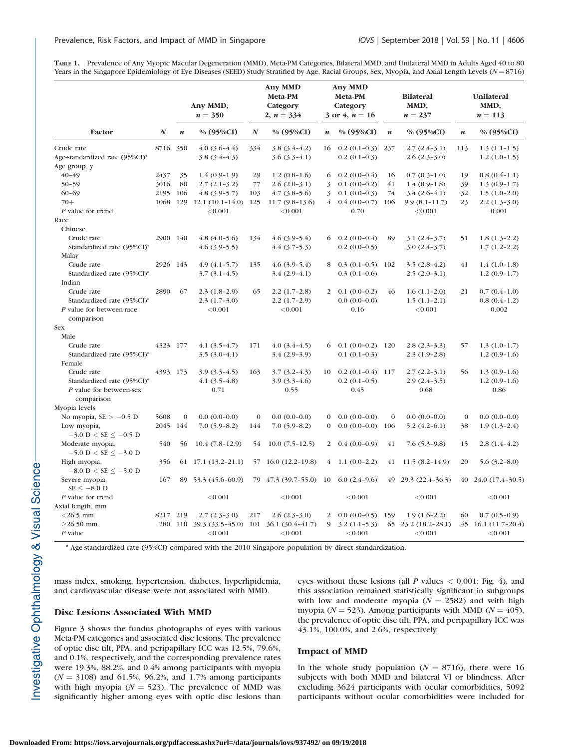**TABLE 1.** Prevalence of Any Myopic Macular Degeneration (MMD), Meta-PM Categories, Bilateral MMD, and Unilateral MMD in Adults Aged 40 to 80 Years in the Singapore Epidemiology of Eye Diseases (SEED) Study Stratified by Age, Racial Groups, Sex, Myopia, and Axial Length Levels ($N = 8716$)

| | | Any MMD, $n = 350$ | | Any MMD Meta-PM Category 2, $n = 334$ | | Any MMD Meta-PM Category 3 or 4, $n = 16$ | | Bilateral MMD, $n = 237$ | | Unilateral MMD, $n = 113$ | |
|---|---|---|---|---|---|---|---|---|---|---|---|
| Factor | $N$ | $n$ | % (95%CI) | $N$ | % (95%CI) | $n$ | % (95%CI) | $n$ | % (95%CI) | $n$ | % (95%CI) |
| Crude rate | 8716 | 350 | 4.0 (3.6–4.4) | 334 | 3.8 (3.4–4.2) | 16 | 0.2 (0.1–0.3) | 237 | 2.7 (2.4–3.1) | 113 | 1.3 (1.1–1.5) |
| Age-standardized rate (95%CI)* | | | 3.8 (3.4–4.3) | | 3.6 (3.3–4.1) | | 0.2 (0.1–0.3) | | 2.6 (2.3–3.0) | | 1.2 (1.0–1.5) |
| Age group, y | | | | | | | | | | | |
| 40–49 | 2437 | 35 | 1.4 (0.9–1.9) | 29 | 1.2 (0.8–1.6) | 6 | 0.2 (0.0–0.4) | 16 | 0.7 (0.3–1.0) | 19 | 0.8 (0.4–1.1) |
| 50–59 | 3016 | 80 | 2.7 (2.1–3.2) | 77 | 2.6 (2.0–3.1) | 3 | 0.1 (0.0–0.2) | 41 | 1.4 (0.9–1.8) | 39 | 1.3 (0.9–1.7) |
| 60–69 | 2195 | 106 | 4.8 (3.9–5.7) | 103 | 4.7 (3.8–5.6) | 3 | 0.1 (0.0–0.3) | 74 | 3.4 (2.6–4.1) | 32 | 1.5 (1.0–2.0) |
| 70+ | 1068 | 129 | 12.1 (10.1–14.0) | 125 | 11.7 (9.8–13.6) | 4 | 0.4 (0.0–0.7) | 106 | 9.9 (8.1–11.7) | 23 | 2.2 (1.3–3.0) |
| $P$ value for trend | | | <0.001 | | <0.001 | | 0.70 | | <0.001 | | 0.001 |
| Race | | | | | | | | | | | |
| Chinese | | | | | | | | | | | |
| Crude rate | 2900 | 140 | 4.8 (4.0–5.6) | 134 | 4.6 (3.9–5.4) | 6 | 0.2 (0.0–0.4) | 89 | 3.1 (2.4–3.7) | 51 | 1.8 (1.3–2.2) |
| Standardized rate (95%CI)* | | | 4.6 (3.9–5.5) | | 4.4 (3.7–5.3) | | 0.2 (0.0–0.5) | | 3.0 (2.4–3.7) | | 1.7 (1.2–2.2) |
| Malay | | | | | | | | | | | |
| Crude rate | 2926 | 143 | 4.9 (4.1–5.7) | 135 | 4.6 (3.9–5.4) | 8 | 0.3 (0.1–0.5) | 102 | 3.5 (2.8–4.2) | 41 | 1.4 (1.0–1.8) |
| Standardized rate (95%CI)* | | | 3.7 (3.1–4.5) | | 3.4 (2.9–4.1) | | 0.3 (0.1–0.6) | | 2.5 (2.0–3.1) | | 1.2 (0.9–1.7) |
| Indian | | | | | | | | | | | |
| Crude rate | 2890 | 67 | 2.3 (1.8–2.9) | 65 | 2.2 (1.7–2.8) | 2 | 0.1 (0.0–0.2) | 46 | 1.6 (1.1–2.0) | 21 | 0.7 (0.4–1.0) |
| Standardized rate (95%CI)* | | | 2.3 (1.7–3.0) | | 2.2 (1.7–2.9) | | 0.0 (0.0–0.0) | | 1.5 (1.1–2.1) | | 0.8 (0.4–1.2) |
| $P$ value for between-race comparison | | | <0.001 | | <0.001 | | 0.16 | | <0.001 | | 0.002 |
| Sex | | | | | | | | | | | |
| Male | | | | | | | | | | | |
| Crude rate | 4323 | 177 | 4.1 (3.5–4.7) | 171 | 4.0 (3.4–4.5) | 6 | 0.1 (0.0–0.2) | 120 | 2.8 (2.3–3.3) | 57 | 1.3 (1.0–1.7) |
| Standardized rate (95%CI)* | | | 3.5 (3.0–4.1) | | 3.4 (2.9–3.9) | | 0.1 (0.1–0.3) | | 2.3 (1.9–2.8) | | 1.2 (0.9–1.6) |
| Female | | | | | | | | | | | |
| Crude rate | 4393 | 173 | 3.9 (3.3–4.5) | 163 | 3.7 (3.2–4.3) | 10 | 0.2 (0.1–0.4) | 117 | 2.7 (2.2–3.1) | 56 | 1.3 (0.9–1.6) |
| Standardized rate (95%CI)* | | | 4.1 (3.5–4.8) | | 3.9 (3.3–4.6) | | 0.2 (0.1–0.5) | | 2.9 (2.4–3.5) | | 1.2 (0.9–1.6) |
| $P$ value for between-sex comparison | | | 0.71 | | 0.55 | | 0.45 | | 0.68 | | 0.86 |
| Myopia levels | | | | | | | | | | | |
| No myopia, SE > −0.5 D | 5608 | 0 | 0.0 (0.0–0.0) | 0 | 0.0 (0.0–0.0) | 0 | 0.0 (0.0–0.0) | 0 | 0.0 (0.0–0.0) | 0 | 0.0 (0.0–0.0) |
| Low myopia, −3.0 D < SE ≤ −0.5 D | 2045 | 144 | 7.0 (5.9–8.2) | 144 | 7.0 (5.9–8.2) | 0 | 0.0 (0.0–0.0) | 106 | 5.2 (4.2–6.1) | 38 | 1.9 (1.3–2.4) |
| Moderate myopia, −5.0 D < SE ≤ −3.0 D | 540 | 56 | 10.4 (7.8–12.9) | 54 | 10.0 (7.5–12.5) | 2 | 0.4 (0.0–0.9) | 41 | 7.6 (5.3–9.8) | 15 | 2.8 (1.4–4.2) |
| High myopia, −8.0 D < SE ≤ −5.0 D | 356 | 61 | 17.1 (13.2–21.1) | 57 | 16.0 (12.2–19.8) | 4 | 1.1 (0.0–2.2) | 41 | 11.5 (8.2–14.9) | 20 | 5.6 (3.2–8.0) |
| Severe myopia, SE ≤ −8.0 D | 167 | 89 | 53.3 (45.6–60.9) | 79 | 47.3 (39.7–55.0) | 10 | 6.0 (2.4–9.6) | 49 | 29.3 (22.4–36.3) | 40 | 24.0 (17.4–30.5) |
| $P$ value for trend | | | <0.001 | | <0.001 | | <0.001 | | <0.001 | | <0.001 |
| Axial length, mm | | | | | | | | | | | |
| <26.5 mm | 8217 | 219 | 2.7 (2.3–3.0) | 217 | 2.6 (2.3–3.0) | 2 | 0.0 (0.0–0.5) | 159 | 1.9 (1.6–2.2) | 60 | 0.7 (0.5–0.9) |
| ≥26.50 mm | 280 | 110 | 39.3 (33.5–45.0) | 101 | 36.1 (30.4–41.7) | 9 | 3.2 (1.1–5.3) | 65 | 23.2 (18.2–28.1) | 45 | 16.1 (11.7–20.4) |
| $P$ value | | | <0.001 | | <0.001 | | <0.001 | | <0.001 | | <0.001 |

\* Age-standardized rate (95%CI) compared with the 2010 Singapore population by direct standardization.

mass index, smoking, hypertension, diabetes, hyperlipidemia, and cardiovascular disease were not associated with MMD.

## Disc Lesions Associated With MMD

Figure 3 shows the fundus photographs of eyes with various Meta-PM categories and associated disc lesions. The prevalence of optic disc tilt, PPA, and peripapillary ICC was 12.5%, 79.6%, and 0.1%, respectively, and the corresponding prevalence rates were 19.3%, 88.2%, and 0.4% among participants with myopia ($N = 3108$) and 61.5%, 96.2%, and 1.7% among participants with high myopia ($N = 523$). The prevalence of MMD was significantly higher among eyes with optic disc lesions than eyes without these lesions (all $P$ values < 0.001; Fig. 4), and this association remained statistically significant in subgroups with low and moderate myopia ($N = 2582$) and with high myopia ($N = 523$). Among participants with MMD ($N = 405$), the prevalence of optic disc tilt, PPA, and peripapillary ICC was 43.1%, 100.0%, and 2.6%, respectively.

## Impact of MMD

In the whole study population ($N = 8716$), there were 16 subjects with both MMD and bilateral VI or blindness. After excluding 3624 participants with ocular comorbidities, 5092 participants without ocular comorbidities were included for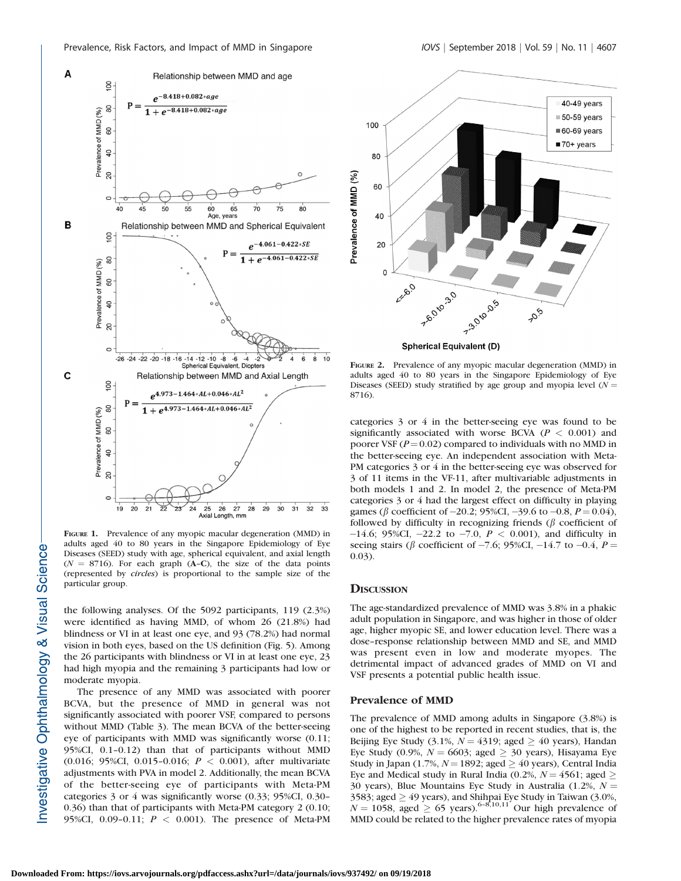A

Relationship between MMD and age

$$P = \frac{e^{-8.418+0.082*age}}{1+e^{-8.418+0.082*age}}$$

Prevalence of MMD (%)

0 20 40 60 80 100

40 45 50 55 60 65 70 75 80

Age, years

B

Relationship between MMD and Spherical Equivalent

$$P = \frac{e^{-4.061-0.422*SE}}{1+e^{-4.061-0.422*SE}}$$

Prevalence of MMD (%)

0 20 40 60 80 100

-26 -24 -22 -20 -18 -16 -14 -12 -10 -8 -6 -4 -2 0 2 4 6 8 10

Spherical Equivalent, Diopters

C

Relationship between MMD and Axial Length

$$P = \frac{e^{4.973-1.464*AL+0.046*AL^2}}{1+e^{4.973-1.464*AL+0.046*AL^2}}$$

Prevalence of MMD (%)

0 20 40 60 80 100

19 20 21 22 23 24 25 26 27 28 29 30 31 32 33

Axial Length, mm

FIGURE 1. Prevalence of any myopic macular degeneration (MMD) in adults aged 40 to 80 years in the Singapore Epidemiology of Eye Diseases (SEED) study with age, spherical equivalent, and axial length ($N$ = 8716). For each graph (**A–C**), the size of the data points (represented by *circles*) is proportional to the sample size of the particular group.

40-49 years
50-59 years
60-69 years
70+ years

Prevalence of MMD (%)

0 20 40 60 80 100

<=-6.0
>-6.0 to -3.0
>-3.0 to -0.5
>0.5

Spherical Equivalent (D)

FIGURE 2. Prevalence of any myopic macular degeneration (MMD) in adults aged 40 to 80 years in the Singapore Epidemiology of Eye Diseases (SEED) study stratified by age group and myopia level ($N$ = 8716).

the following analyses. Of the 5092 participants, 119 (2.3%) were identified as having MMD, of whom 26 (21.8%) had blindness or VI in at least one eye, and 93 (78.2%) had normal vision in both eyes, based on the US definition (Fig. 5). Among the 26 participants with blindness or VI in at least one eye, 23 had high myopia and the remaining 3 participants had low or moderate myopia.

The presence of any MMD was associated with poorer BCVA, but the presence of MMD in general was not significantly associated with poorer VSF, compared to persons without MMD (Table 3). The mean BCVA of the better-seeing eye of participants with MMD was significantly worse (0.11; 95%CI, 0.1–0.12) than that of participants without MMD (0.016; 95%CI, 0.015–0.016; $P < 0.001$), after multivariate adjustments with PVA in model 2. Additionally, the mean BCVA of the better-seeing eye of participants with Meta-PM categories 3 or 4 was significantly worse (0.33; 95%CI, 0.30–0.36) than that of participants with Meta-PM category 2 (0.10; 95%CI, 0.09–0.11; $P < 0.001$). The presence of Meta-PM categories 3 or 4 in the better-seeing eye was found to be significantly associated with worse BCVA ($P < 0.001$) and poorer VSF ($P = 0.02$) compared to individuals with no MMD in the better-seeing eye. An independent association with Meta-PM categories 3 or 4 in the better-seeing eye was observed for 3 of 11 items in the VF-11, after multivariable adjustments in both models 1 and 2. In model 2, the presence of Meta-PM categories 3 or 4 had the largest effect on difficulty in playing games ($\beta$ coefficient of −20.2; 95%CI, −39.6 to −0.8, $P = 0.04$), followed by difficulty in recognizing friends ($\beta$ coefficient of −14.6; 95%CI, −22.2 to −7.0, $P < 0.001$), and difficulty in seeing stairs ($\beta$ coefficient of −7.6; 95%CI, −14.7 to −0.4, $P = 0.03$).

## DISCUSSION

The age-standardized prevalence of MMD was 3.8% in a phakic adult population in Singapore, and was higher in those of older age, higher myopic SE, and lower education level. There was a dose–response relationship between MMD and SE, and MMD was present even in low and moderate myopes. The detrimental impact of advanced grades of MMD on VI and VSF presents a potential public health issue.

### Prevalence of MMD

The prevalence of MMD among adults in Singapore (3.8%) is one of the highest to be reported in recent studies, that is, the Beijing Eye Study (3.1%, $N = 4319$; aged $\geq$ 40 years), Handan Eye Study (0.9%, $N = 6603$; aged $\geq$ 30 years), Hisayama Eye Study in Japan (1.7%, $N = 1892$; aged $\geq$ 40 years), Central India Eye and Medical study in Rural India (0.2%, $N = 4561$; aged $\geq$ 30 years), Blue Mountains Eye Study in Australia (1.2%, $N = 3583$; aged $\geq$ 49 years), and Shihpai Eye Study in Taiwan (3.0%, $N = 1058$, aged $\geq$ 65 years).[6–8,10,11] Our high prevalence of MMD could be related to the higher prevalence rates of myopia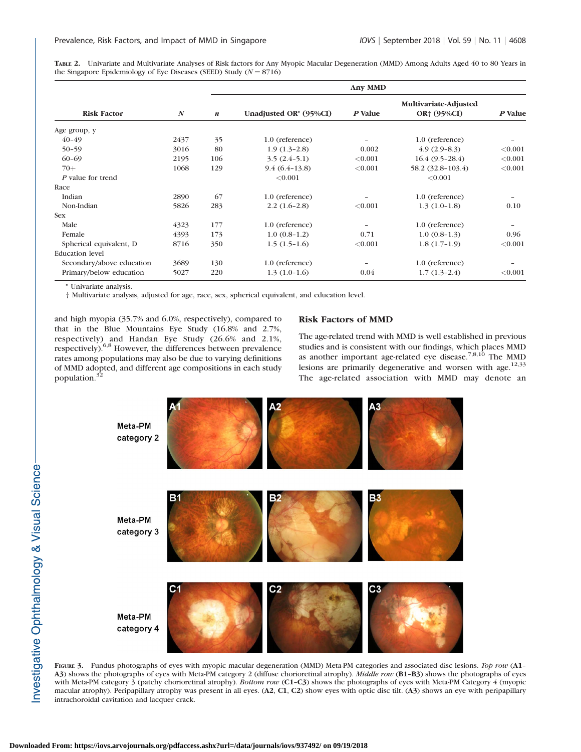TABLE 2. Univariate and Multivariate Analyses of Risk factors for Any Myopic Macular Degeneration (MMD) Among Adults Aged 40 to 80 Years in the Singapore Epidemiology of Eye Diseases (SEED) Study ($N = 8716$)

| | | Any MMD | | | | |
|---|---|---|---|---|---|---|
| Risk Factor | N | n | Unadjusted OR* (95%CI) | P Value | Multivariate-Adjusted OR† (95%CI) | P Value |
| Age group, y | | | | | | |
| 40–49 | 2437 | 35 | 1.0 (reference) | – | 1.0 (reference) | – |
| 50–59 | 3016 | 80 | 1.9 (1.3–2.8) | 0.002 | 4.9 (2.9–8.3) | <0.001 |
| 60–69 | 2195 | 106 | 3.5 (2.4–5.1) | <0.001 | 16.4 (9.5–28.4) | <0.001 |
| 70+ | 1068 | 129 | 9.4 (6.4–13.8) | <0.001 | 58.2 (32.8–103.4) | <0.001 |
| P value for trend | | | <0.001 | | <0.001 | |
| Race | | | | | | |
| Indian | 2890 | 67 | 1.0 (reference) | – | 1.0 (reference) | – |
| Non-Indian | 5826 | 283 | 2.2 (1.6–2.8) | <0.001 | 1.3 (1.0–1.8) | 0.10 |
| Sex | | | | | | |
| Male | 4323 | 177 | 1.0 (reference) | – | 1.0 (reference) | – |
| Female | 4393 | 173 | 1.0 (0.8–1.2) | 0.71 | 1.0 (0.8–1.3) | 0.96 |
| Spherical equivalent, D | 8716 | 350 | 1.5 (1.5–1.6) | <0.001 | 1.8 (1.7–1.9) | <0.001 |
| Education level | | | | | | |
| Secondary/above education | 3689 | 130 | 1.0 (reference) | – | 1.0 (reference) | – |
| Primary/below education | 5027 | 220 | 1.3 (1.0–1.6) | 0.04 | 1.7 (1.3–2.4) | <0.001 |

\* Univariate analysis.
† Multivariate analysis, adjusted for age, race, sex, spherical equivalent, and education level.

and high myopia (35.7% and 6.0%, respectively), compared to that in the Blue Mountains Eye Study (16.8% and 2.7%, respectively) and Handan Eye Study (26.6% and 2.1%, respectively).[6,8] However, the differences between prevalence rates among populations may also be due to varying definitions of MMD adopted, and different age compositions in each study population.[32]

## Risk Factors of MMD

The age-related trend with MMD is well established in previous studies and is consistent with our findings, which places MMD as another important age-related eye disease.[7,8,10] The MMD lesions are primarily degenerative and worsen with age.[12,33] The age-related association with MMD may denote an

Meta-PM category 2
Meta-PM category 3
Meta-PM category 4

FIGURE 3. Fundus photographs of eyes with myopic macular degeneration (MMD) Meta-PM categories and associated disc lesions. *Top row* (**A1**–**A3**) shows the photographs of eyes with Meta-PM category 2 (diffuse chorioretinal atrophy). *Middle row* (**B1**–**B3**) shows the photographs of eyes with Meta-PM category 3 (patchy chorioretinal atrophy). *Bottom row* (**C1**–**C3**) shows the photographs of eyes with Meta-PM Category 4 (myopic macular atrophy). Peripapillary atrophy was present in all eyes. (**A2**, **C1**, **C2**) show eyes with optic disc tilt. (**A3**) shows an eye with peripapillary intrachoroidal cavitation and lacquer crack.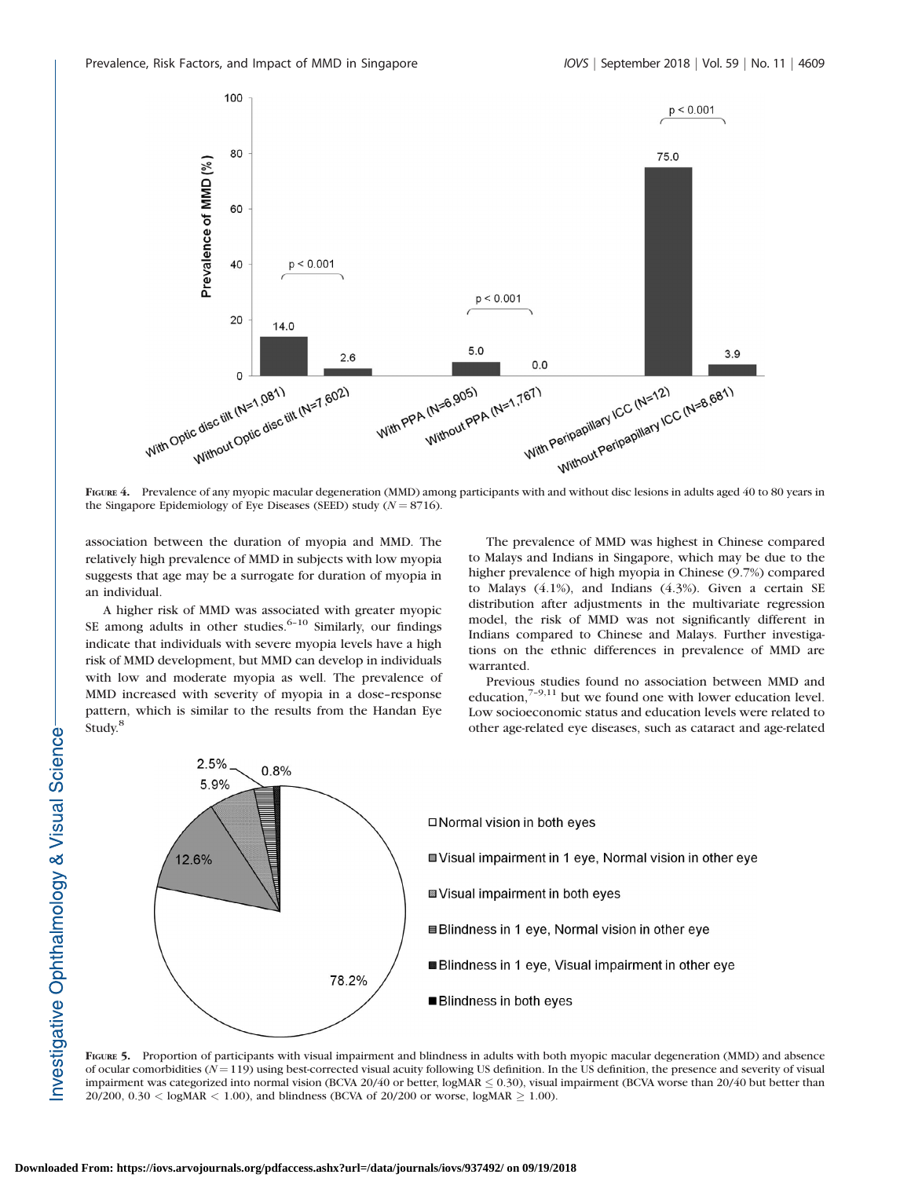100

80

60

40

20

0

Prevalence of MMD (%)

p < 0.001

14.0

2.6

p < 0.001

5.0

0.0

p < 0.001

75.0

3.9

With Optic disc tilt (N=1,081)

Without Optic disc tilt (N=7,602)

With PPA (N=6,905)

Without PPA (N=1,767)

With Peripapillary ICC (N=12)

Without Peripapillary ICC (N=8,681)

FIGURE 4. Prevalence of any myopic macular degeneration (MMD) among participants with and without disc lesions in adults aged 40 to 80 years in the Singapore Epidemiology of Eye Diseases (SEED) study ($N = 8716$).

association between the duration of myopia and MMD. The relatively high prevalence of MMD in subjects with low myopia suggests that age may be a surrogate for duration of myopia in an individual.

A higher risk of MMD was associated with greater myopic SE among adults in other studies.[6–10] Similarly, our findings indicate that individuals with severe myopia levels have a high risk of MMD development, but MMD can develop in individuals with low and moderate myopia as well. The prevalence of MMD increased with severity of myopia in a dose–response pattern, which is similar to the results from the Handan Eye Study.[8]

The prevalence of MMD was highest in Chinese compared to Malays and Indians in Singapore, which may be due to the higher prevalence of high myopia in Chinese (9.7%) compared to Malays (4.1%), and Indians (4.3%). Given a certain SE distribution after adjustments in the multivariate regression model, the risk of MMD was not significantly different in Indians compared to Chinese and Malays. Further investigations on the ethnic differences in prevalence of MMD are warranted.

Previous studies found no association between MMD and education,[7–9,11] but we found one with lower education level. Low socioeconomic status and education levels were related to other age-related eye diseases, such as cataract and age-related

2.5%

0.8%

5.9%

12.6%

78.2%

Normal vision in both eyes

Visual impairment in 1 eye, Normal vision in other eye

Visual impairment in both eyes

Blindness in 1 eye, Normal vision in other eye

Blindness in 1 eye, Visual impairment in other eye

Blindness in both eyes

FIGURE 5. Proportion of participants with visual impairment and blindness in adults with both myopic macular degeneration (MMD) and absence of ocular comorbidities ($N = 119$) using best-corrected visual acuity following US definition. In the US definition, the presence and severity of visual impairment was categorized into normal vision (BCVA 20/40 or better, logMAR $\leq 0.30$), visual impairment (BCVA worse than 20/40 but better than 20/200, $0.30 <$ logMAR $< 1.00$), and blindness (BCVA of 20/200 or worse, logMAR $\geq 1.00$).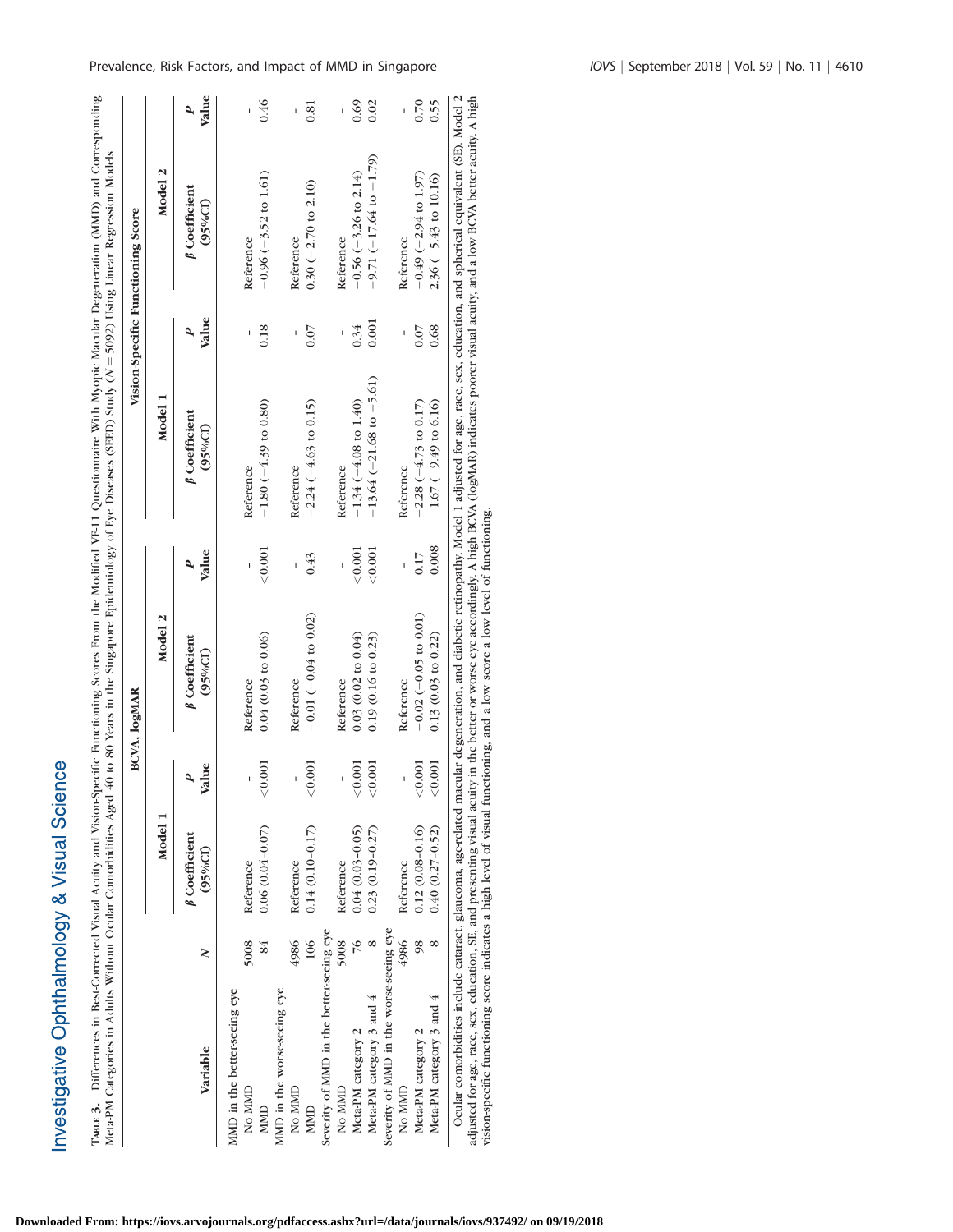**Table 3.** Differences in Best-Corrected Visual Acuity and Vision-Specific Functioning Scores From the Modified VF-11 Questionnaire With Myopic Macular Degeneration (MMD) and Corresponding Meta-PM Categories in Adults Without Ocular Comorbidities Aged 40 to 80 Years in the Singapore Epidemiology of Eye Diseases (SEED) Study ($N = 5092$) Using Linear Regression Models

| Variable | N | BCVA, logMAR | | | | Vision-Specific Functioning Score | | | |
|---|---|---|---|---|---|---|---|---|---|
| | | Model 1 | | Model 2 | | Model 1 | | Model 2 | |
| | | β Coefficient (95%CI) | P Value | β Coefficient (95%CI) | P Value | β Coefficient (95%CI) | P Value | β Coefficient (95%CI) | P Value |
| MMD in the better-seeing eye | | | | | | | | | |
| No MMD | 5008 | Reference | - | Reference | - | Reference | - | Reference | - |
| MMD | 84 | 0.06 (0.04–0.07) | <0.001 | 0.04 (0.03 to 0.06) | <0.001 | −1.80 (−4.39 to 0.80) | 0.18 | −0.96 (−3.52 to 1.61) | 0.46 |
| MMD in the worse-seeing eye | | | | | | | | | |
| No MMD | 4986 | Reference | - | Reference | - | Reference | - | Reference | - |
| MMD | 106 | 0.14 (0.10–0.17) | <0.001 | −0.01 (−0.04 to 0.02) | 0.43 | −2.24 (−4.63 to 0.15) | 0.07 | 0.30 (−2.70 to 2.10) | 0.81 |
| Severity of MMD in the better-seeing eye | | | | | | | | | |
| No MMD | 5008 | Reference | - | Reference | - | Reference | - | Reference | - |
| Meta-PM category 2 | 76 | 0.04 (0.03–0.05) | <0.001 | 0.03 (0.02 to 0.04) | <0.001 | −1.34 (−4.08 to 1.40) | 0.34 | −0.56 (−3.26 to 2.14) | 0.69 |
| Meta-PM category 3 and 4 | 8 | 0.23 (0.19–0.27) | <0.001 | 0.19 (0.16 to 0.23) | <0.001 | −13.64 (−21.68 to −5.61) | 0.001 | −9.71 (−17.64 to −1.79) | 0.02 |
| Severity of MMD in the worse-seeing eye | | | | | | | | | |
| No MMD | 4986 | Reference | - | Reference | - | Reference | - | Reference | - |
| Meta-PM category 2 | 98 | 0.12 (0.08–0.16) | <0.001 | −0.02 (−0.05 to 0.01) | 0.17 | −2.28 (−4.73 to 0.17) | 0.07 | −0.49 (−2.94 to 1.97) | 0.70 |
| Meta-PM category 3 and 4 | 8 | 0.40 (0.27–0.52) | <0.001 | 0.13 (0.03 to 0.22) | 0.008 | −1.67 (−9.49 to 6.16) | 0.68 | 2.36 (−5.43 to 10.16) | 0.55 |

Ocular comorbidities include cataract, glaucoma, age-related macular degeneration, and diabetic retinopathy. Model 1 adjusted for age, race, sex, education, and spherical equivalent (SE). Model 2 adjusted for age, race, sex, education, SE, and presenting visual acuity in the better or worse eye accordingly. A high BCVA (logMAR) indicates poorer visual acuity, and a low BCVA better acuity. A high vision-specific functioning score indicates a high level of visual functioning, and a low score a low level of functioning.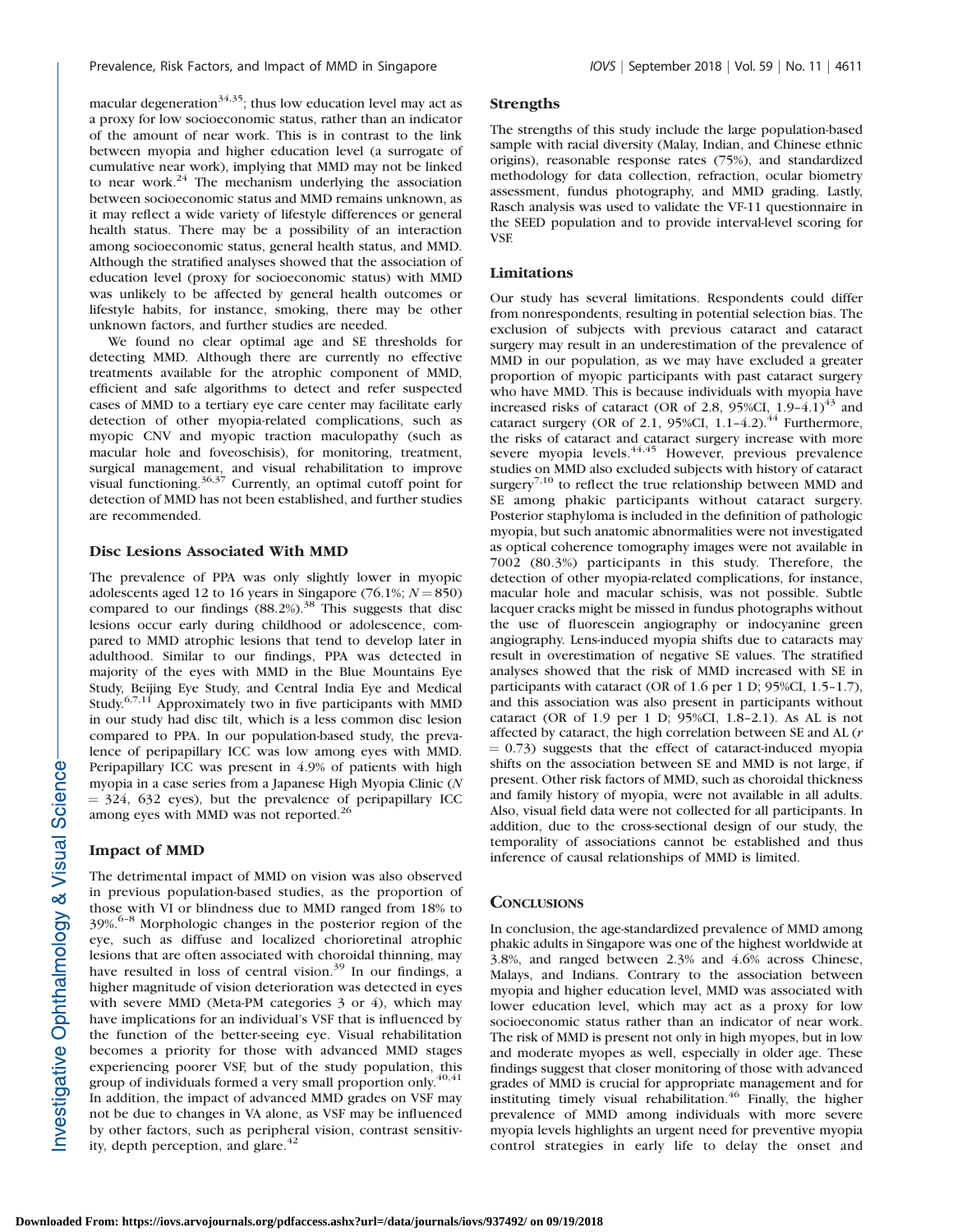macular degeneration[34,35]; thus low education level may act as a proxy for low socioeconomic status, rather than an indicator of the amount of near work. This is in contrast to the link between myopia and higher education level (a surrogate of cumulative near work), implying that MMD may not be linked to near work.[24] The mechanism underlying the association between socioeconomic status and MMD remains unknown, as it may reflect a wide variety of lifestyle differences or general health status. There may be a possibility of an interaction among socioeconomic status, general health status, and MMD. Although the stratified analyses showed that the association of education level (proxy for socioeconomic status) with MMD was unlikely to be affected by general health outcomes or lifestyle habits, for instance, smoking, there may be other unknown factors, and further studies are needed.

We found no clear optimal age and SE thresholds for detecting MMD. Although there are currently no effective treatments available for the atrophic component of MMD, efficient and safe algorithms to detect and refer suspected cases of MMD to a tertiary eye care center may facilitate early detection of other myopia-related complications, such as myopic CNV and myopic traction maculopathy (such as macular hole and foveoschisis), for monitoring, treatment, surgical management, and visual rehabilitation to improve visual functioning.[36,37] Currently, an optimal cutoff point for detection of MMD has not been established, and further studies are recommended.

### Disc Lesions Associated With MMD

The prevalence of PPA was only slightly lower in myopic adolescents aged 12 to 16 years in Singapore (76.1%; $N = 850$) compared to our findings (88.2%).[38] This suggests that disc lesions occur early during childhood or adolescence, compared to MMD atrophic lesions that tend to develop later in adulthood. Similar to our findings, PPA was detected in majority of the eyes with MMD in the Blue Mountains Eye Study, Beijing Eye Study, and Central India Eye and Medical Study.[6,7,11] Approximately two in five participants with MMD in our study had disc tilt, which is a less common disc lesion compared to PPA. In our population-based study, the prevalence of peripapillary ICC was low among eyes with MMD. Peripapillary ICC was present in 4.9% of patients with high myopia in a case series from a Japanese High Myopia Clinic ($N = 324$, 632 eyes), but the prevalence of peripapillary ICC among eyes with MMD was not reported.[26]

### Impact of MMD

The detrimental impact of MMD on vision was also observed in previous population-based studies, as the proportion of those with VI or blindness due to MMD ranged from 18% to 39%.[6–8] Morphologic changes in the posterior region of the eye, such as diffuse and localized chorioretinal atrophic lesions that are often associated with choroidal thinning, may have resulted in loss of central vision.[39] In our findings, a higher magnitude of vision deterioration was detected in eyes with severe MMD (Meta-PM categories 3 or 4), which may have implications for an individual's VSF that is influenced by the function of the better-seeing eye. Visual rehabilitation becomes a priority for those with advanced MMD stages experiencing poorer VSF, but of the study population, this group of individuals formed a very small proportion only.[40,41] In addition, the impact of advanced MMD grades on VSF may not be due to changes in VA alone, as VSF may be influenced by other factors, such as peripheral vision, contrast sensitivity, depth perception, and glare.[42]

### Strengths

The strengths of this study include the large population-based sample with racial diversity (Malay, Indian, and Chinese ethnic origins), reasonable response rates (75%), and standardized methodology for data collection, refraction, ocular biometry assessment, fundus photography, and MMD grading. Lastly, Rasch analysis was used to validate the VF-11 questionnaire in the SEED population and to provide interval-level scoring for VSF.

### Limitations

Our study has several limitations. Respondents could differ from nonrespondents, resulting in potential selection bias. The exclusion of subjects with previous cataract and cataract surgery may result in an underestimation of the prevalence of MMD in our population, as we may have excluded a greater proportion of myopic participants with past cataract surgery who have MMD. This is because individuals with myopia have increased risks of cataract (OR of 2.8, 95%CI, 1.9–4.1)[43] and cataract surgery (OR of 2.1, 95%CI, 1.1–4.2).[44] Furthermore, the risks of cataract and cataract surgery increase with more severe myopia levels.[44,45] However, previous prevalence studies on MMD also excluded subjects with history of cataract surgery[7,10] to reflect the true relationship between MMD and SE among phakic participants without cataract surgery. Posterior staphyloma is included in the definition of pathologic myopia, but such anatomic abnormalities were not investigated as optical coherence tomography images were not available in 7002 (80.3%) participants in this study. Therefore, the detection of other myopia-related complications, for instance, macular hole and macular schisis, was not possible. Subtle lacquer cracks might be missed in fundus photographs without the use of fluorescein angiography or indocyanine green angiography. Lens-induced myopia shifts due to cataracts may result in overestimation of negative SE values. The stratified analyses showed that the risk of MMD increased with SE in participants with cataract (OR of 1.6 per 1 D; 95%CI, 1.5–1.7), and this association was also present in participants without cataract (OR of 1.9 per 1 D; 95%CI, 1.8–2.1). As AL is not affected by cataract, the high correlation between SE and AL ($r = 0.73$) suggests that the effect of cataract-induced myopia shifts on the association between SE and MMD is not large, if present. Other risk factors of MMD, such as choroidal thickness and family history of myopia, were not available in all adults. Also, visual field data were not collected for all participants. In addition, due to the cross-sectional design of our study, the temporality of associations cannot be established and thus inference of causal relationships of MMD is limited.

## Conclusions

In conclusion, the age-standardized prevalence of MMD among phakic adults in Singapore was one of the highest worldwide at 3.8%, and ranged between 2.3% and 4.6% across Chinese, Malays, and Indians. Contrary to the association between myopia and higher education level, MMD was associated with lower education level, which may act as a proxy for low socioeconomic status rather than an indicator of near work. The risk of MMD is present not only in high myopes, but in low and moderate myopes as well, especially in older age. These findings suggest that closer monitoring of those with advanced grades of MMD is crucial for appropriate management and for instituting timely visual rehabilitation.[46] Finally, the higher prevalence of MMD among individuals with more severe myopia levels highlights an urgent need for preventive myopia control strategies in early life to delay the onset and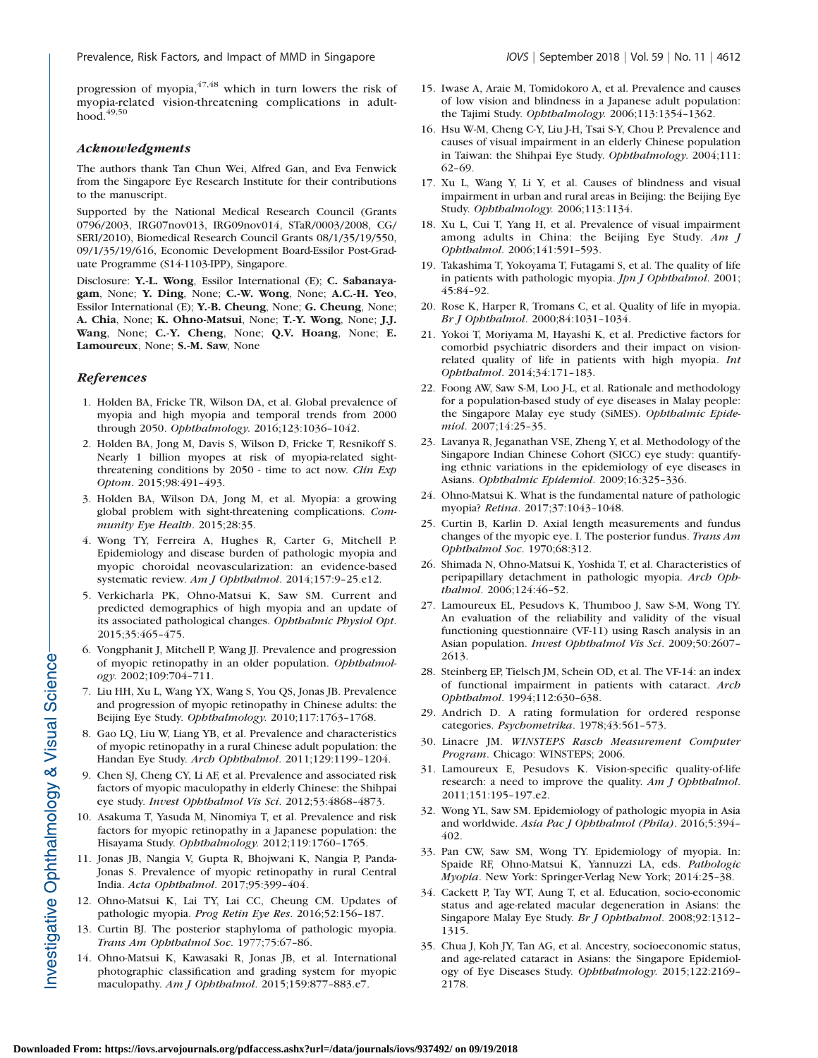progression of myopia,[47,48] which in turn lowers the risk of myopia-related vision-threatening complications in adulthood.[49,50]

### *Acknowledgments*

The authors thank Tan Chun Wei, Alfred Gan, and Eva Fenwick from the Singapore Eye Research Institute for their contributions to the manuscript.

Supported by the National Medical Research Council (Grants 0796/2003, IRG07nov013, IRG09nov014, STaR/0003/2008, CG/SERI/2010), Biomedical Research Council Grants 08/1/35/19/550, 09/1/35/19/616, Economic Development Board-Essilor Post-Graduate Programme (S14-1103-IPP), Singapore.

Disclosure: **Y.-L. Wong**, Essilor International (E); **C. Sabanayagam**, None; **Y. Ding**, None; **C.-W. Wong**, None; **A.C.-H. Yeo**, Essilor International (E); **Y.-B. Cheung**, None; **G. Cheung**, None; **A. Chia**, None; **K. Ohno-Matsui**, None; **T.-Y. Wong**, None; **J.J. Wang**, None; **C.-Y. Cheng**, None; **Q.V. Hoang**, None; **E. Lamoureux**, None; **S.-M. Saw**, None

### *References*

1. Holden BA, Fricke TR, Wilson DA, et al. Global prevalence of myopia and high myopia and temporal trends from 2000 through 2050. *Ophthalmology.* 2016;123:1036–1042.
2. Holden BA, Jong M, Davis S, Wilson D, Fricke T, Resnikoff S. Nearly 1 billion myopes at risk of myopia-related sight-threatening conditions by 2050 - time to act now. *Clin Exp Optom*. 2015;98:491–493.
3. Holden BA, Wilson DA, Jong M, et al. Myopia: a growing global problem with sight-threatening complications. *Community Eye Health*. 2015;28:35.
4. Wong TY, Ferreira A, Hughes R, Carter G, Mitchell P. Epidemiology and disease burden of pathologic myopia and myopic choroidal neovascularization: an evidence-based systematic review. *Am J Ophthalmol*. 2014;157:9–25.e12.
5. Verkicharla PK, Ohno-Matsui K, Saw SM. Current and predicted demographics of high myopia and an update of its associated pathological changes. *Ophthalmic Physiol Opt*. 2015;35:465–475.
6. Vongphanit J, Mitchell P, Wang JJ. Prevalence and progression of myopic retinopathy in an older population. *Ophthalmology.* 2002;109:704–711.
7. Liu HH, Xu L, Wang YX, Wang S, You QS, Jonas JB. Prevalence and progression of myopic retinopathy in Chinese adults: the Beijing Eye Study. *Ophthalmology.* 2010;117:1763–1768.
8. Gao LQ, Liu W, Liang YB, et al. Prevalence and characteristics of myopic retinopathy in a rural Chinese adult population: the Handan Eye Study. *Arch Ophthalmol*. 2011;129:1199–1204.
9. Chen SJ, Cheng CY, Li AF, et al. Prevalence and associated risk factors of myopic maculopathy in elderly Chinese: the Shihpai eye study. *Invest Ophthalmol Vis Sci*. 2012;53:4868–4873.
10. Asakuma T, Yasuda M, Ninomiya T, et al. Prevalence and risk factors for myopic retinopathy in a Japanese population: the Hisayama Study. *Ophthalmology.* 2012;119:1760–1765.
11. Jonas JB, Nangia V, Gupta R, Bhojwani K, Nangia P, Panda-Jonas S. Prevalence of myopic retinopathy in rural Central India. *Acta Ophthalmol*. 2017;95:399–404.
12. Ohno-Matsui K, Lai TY, Lai CC, Cheung CM. Updates of pathologic myopia. *Prog Retin Eye Res*. 2016;52:156–187.
13. Curtin BJ. The posterior staphyloma of pathologic myopia. *Trans Am Ophthalmol Soc*. 1977;75:67–86.
14. Ohno-Matsui K, Kawasaki R, Jonas JB, et al. International photographic classification and grading system for myopic maculopathy. *Am J Ophthalmol*. 2015;159:877–883.e7.
15. Iwase A, Araie M, Tomidokoro A, et al. Prevalence and causes of low vision and blindness in a Japanese adult population: the Tajimi Study. *Ophthalmology.* 2006;113:1354–1362.
16. Hsu W-M, Cheng C-Y, Liu J-H, Tsai S-Y, Chou P. Prevalence and causes of visual impairment in an elderly Chinese population in Taiwan: the Shihpai Eye Study. *Ophthalmology.* 2004;111: 62–69.
17. Xu L, Wang Y, Li Y, et al. Causes of blindness and visual impairment in urban and rural areas in Beijing: the Beijing Eye Study. *Ophthalmology.* 2006;113:1134.
18. Xu L, Cui T, Yang H, et al. Prevalence of visual impairment among adults in China: the Beijing Eye Study. *Am J Ophthalmol*. 2006;141:591–593.
19. Takashima T, Yokoyama T, Futagami S, et al. The quality of life in patients with pathologic myopia. *Jpn J Ophthalmol*. 2001; 45:84–92.
20. Rose K, Harper R, Tromans C, et al. Quality of life in myopia. *Br J Ophthalmol*. 2000;84:1031–1034.
21. Yokoi T, Moriyama M, Hayashi K, et al. Predictive factors for comorbid psychiatric disorders and their impact on vision-related quality of life in patients with high myopia. *Int Ophthalmol*. 2014;34:171–183.
22. Foong AW, Saw S-M, Loo J-L, et al. Rationale and methodology for a population-based study of eye diseases in Malay people: the Singapore Malay eye study (SiMES). *Ophthalmic Epidemiol*. 2007;14:25–35.
23. Lavanya R, Jeganathan VSE, Zheng Y, et al. Methodology of the Singapore Indian Chinese Cohort (SICC) eye study: quantifying ethnic variations in the epidemiology of eye diseases in Asians. *Ophthalmic Epidemiol*. 2009;16:325–336.
24. Ohno-Matsui K. What is the fundamental nature of pathologic myopia? *Retina*. 2017;37:1043–1048.
25. Curtin B, Karlin D. Axial length measurements and fundus changes of the myopic eye. I. The posterior fundus. *Trans Am Ophthalmol Soc*. 1970;68:312.
26. Shimada N, Ohno-Matsui K, Yoshida T, et al. Characteristics of peripapillary detachment in pathologic myopia. *Arch Ophthalmol*. 2006;124:46–52.
27. Lamoureux EL, Pesudovs K, Thumboo J, Saw S-M, Wong TY. An evaluation of the reliability and validity of the visual functioning questionnaire (VF-11) using Rasch analysis in an Asian population. *Invest Ophthalmol Vis Sci*. 2009;50:2607–2613.
28. Steinberg EP, Tielsch JM, Schein OD, et al. The VF-14: an index of functional impairment in patients with cataract. *Arch Ophthalmol*. 1994;112:630–638.
29. Andrich D. A rating formulation for ordered response categories. *Psychometrika*. 1978;43:561–573.
30. Linacre JM. *WINSTEPS Rasch Measurement Computer Program*. Chicago: WINSTEPS; 2006.
31. Lamoureux E, Pesudovs K. Vision-specific quality-of-life research: a need to improve the quality. *Am J Ophthalmol*. 2011;151:195–197.e2.
32. Wong YL, Saw SM. Epidemiology of pathologic myopia in Asia and worldwide. *Asia Pac J Ophthalmol (Phila)*. 2016;5:394–402.
33. Pan CW, Saw SM, Wong TY. Epidemiology of myopia. In: Spaide RF, Ohno-Matsui K, Yannuzzi LA, eds. *Pathologic Myopia*. New York: Springer-Verlag New York; 2014:25–38.
34. Cackett P, Tay WT, Aung T, et al. Education, socio-economic status and age-related macular degeneration in Asians: the Singapore Malay Eye Study. *Br J Ophthalmol*. 2008;92:1312–1315.
35. Chua J, Koh JY, Tan AG, et al. Ancestry, socioeconomic status, and age-related cataract in Asians: the Singapore Epidemiology of Eye Diseases Study. *Ophthalmology.* 2015;122:2169–2178.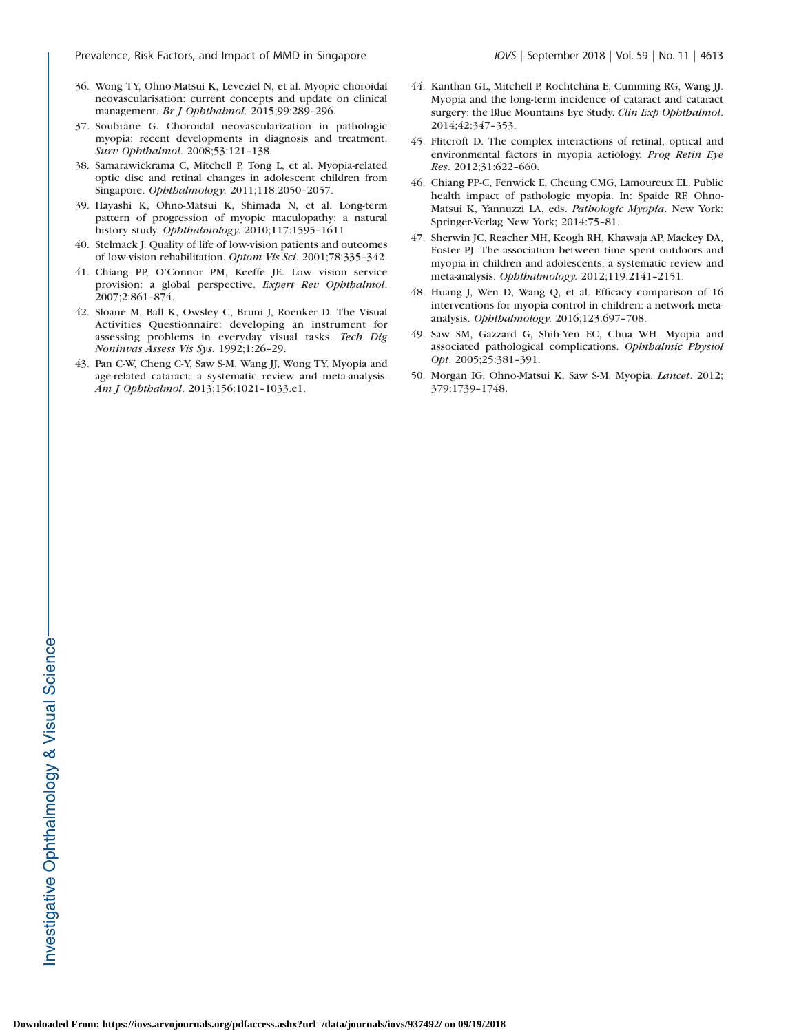36. Wong TY, Ohno-Matsui K, Leveziel N, et al. Myopic choroidal neovascularisation: current concepts and update on clinical management. *Br J Ophthalmol*. 2015;99:289–296.
37. Soubrane G. Choroidal neovascularization in pathologic myopia: recent developments in diagnosis and treatment. *Surv Ophthalmol*. 2008;53:121–138.
38. Samarawickrama C, Mitchell P, Tong L, et al. Myopia-related optic disc and retinal changes in adolescent children from Singapore. *Ophthalmology.* 2011;118:2050–2057.
39. Hayashi K, Ohno-Matsui K, Shimada N, et al. Long-term pattern of progression of myopic maculopathy: a natural history study. *Ophthalmology.* 2010;117:1595–1611.
40. Stelmack J. Quality of life of low-vision patients and outcomes of low-vision rehabilitation. *Optom Vis Sci*. 2001;78:335–342.
41. Chiang PP, O'Connor PM, Keeffe JE. Low vision service provision: a global perspective. *Expert Rev Ophthalmol*. 2007;2:861–874.
42. Sloane M, Ball K, Owsley C, Bruni J, Roenker D. The Visual Activities Questionnaire: developing an instrument for assessing problems in everyday visual tasks. *Tech Dig Noninvas Assess Vis Sys*. 1992;1:26–29.
43. Pan C-W, Cheng C-Y, Saw S-M, Wang JJ, Wong TY. Myopia and age-related cataract: a systematic review and meta-analysis. *Am J Ophthalmol*. 2013;156:1021–1033.e1.
44. Kanthan GL, Mitchell P, Rochtchina E, Cumming RG, Wang JJ. Myopia and the long-term incidence of cataract and cataract surgery: the Blue Mountains Eye Study. *Clin Exp Ophthalmol*. 2014;42:347–353.
45. Flitcroft D. The complex interactions of retinal, optical and environmental factors in myopia aetiology. *Prog Retin Eye Res*. 2012;31:622–660.
46. Chiang PP-C, Fenwick E, Cheung CMG, Lamoureux EL. Public health impact of pathologic myopia. In: Spaide RF, Ohno-Matsui K, Yannuzzi LA, eds. *Pathologic Myopia*. New York: Springer-Verlag New York; 2014:75–81.
47. Sherwin JC, Reacher MH, Keogh RH, Khawaja AP, Mackey DA, Foster PJ. The association between time spent outdoors and myopia in children and adolescents: a systematic review and meta-analysis. *Ophthalmology.* 2012;119:2141–2151.
48. Huang J, Wen D, Wang Q, et al. Efficacy comparison of 16 interventions for myopia control in children: a network meta-analysis. *Ophthalmology.* 2016;123:697–708.
49. Saw SM, Gazzard G, Shih-Yen EC, Chua WH. Myopia and associated pathological complications. *Ophthalmic Physiol Opt*. 2005;25:381–391.
50. Morgan IG, Ohno-Matsui K, Saw S-M. Myopia. *Lancet*. 2012; 379:1739–1748.